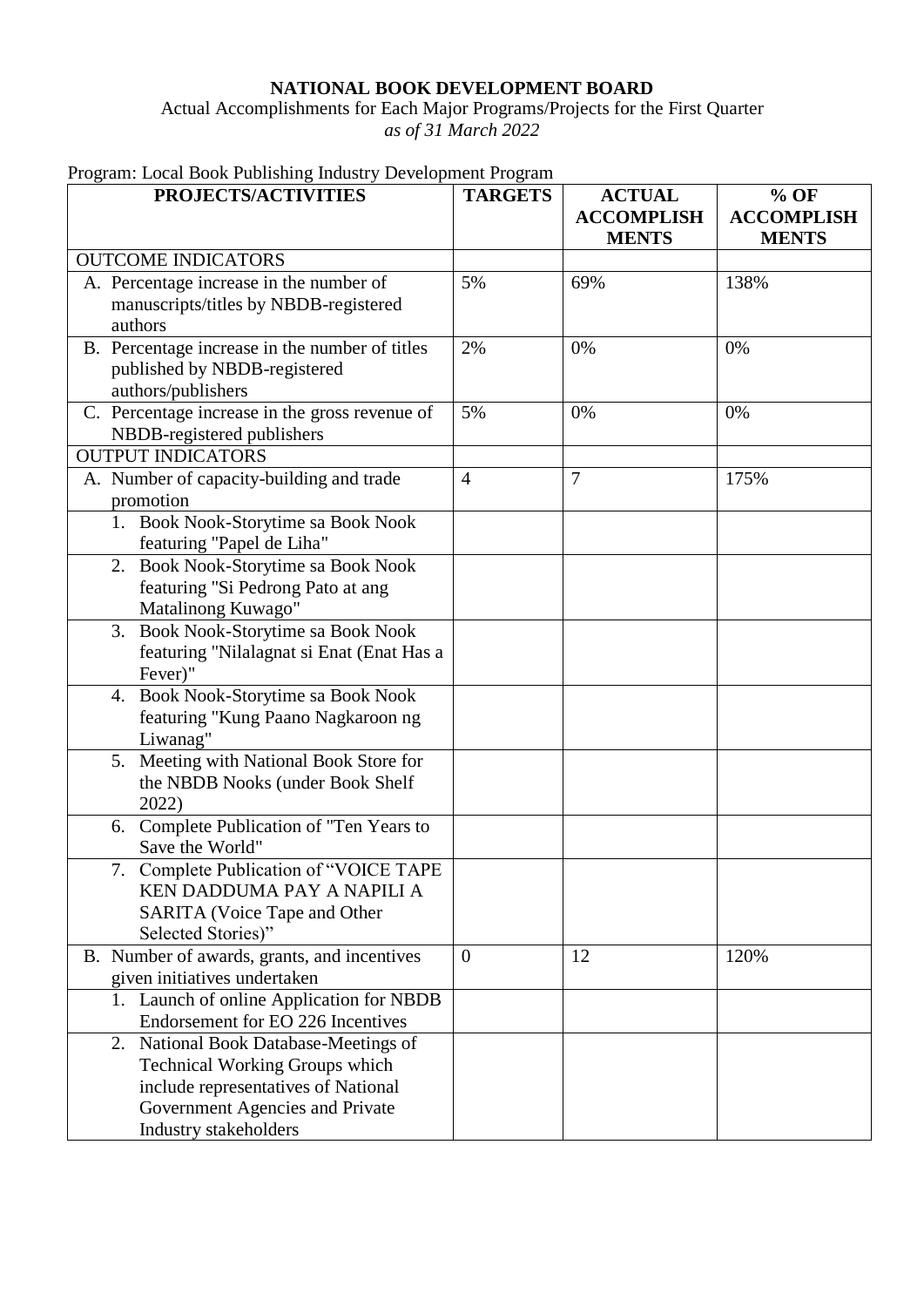**NATIONAL BOOK DEVELOPMENT BOARD**

Actual Accomplishments for Each Major Programs/Projects for the First Quarter

*as of 31 March 2022*

Program: Local Book Publishing Industry Development Program

| PROJECTS/ACTIVITIES | TARGETS | ACTUAL ACCOMPLISHMENTS | % OF ACCOMPLISHMENTS |
|---|---|---|---|
| OUTCOME INDICATORS | | | |
| A. Percentage increase in the number of manuscripts/titles by NBDB-registered authors | 5% | 69% | 138% |
| B. Percentage increase in the number of titles published by NBDB-registered authors/publishers | 2% | 0% | 0% |
| C. Percentage increase in the gross revenue of NBDB-registered publishers | 5% | 0% | 0% |
| OUTPUT INDICATORS | | | |
| A. Number of capacity-building and trade promotion | 4 | 7 | 175% |
| 1. Book Nook-Storytime sa Book Nook featuring "Papel de Liha" | | | |
| 2. Book Nook-Storytime sa Book Nook featuring "Si Pedrong Pato at ang Matalinong Kuwago" | | | |
| 3. Book Nook-Storytime sa Book Nook featuring "Nilalagnat si Enat (Enat Has a Fever)" | | | |
| 4. Book Nook-Storytime sa Book Nook featuring "Kung Paano Nagkaroon ng Liwanag" | | | |
| 5. Meeting with National Book Store for the NBDB Nooks (under Book Shelf 2022) | | | |
| 6. Complete Publication of "Ten Years to Save the World" | | | |
| 7. Complete Publication of "VOICE TAPE KEN DADDUMA PAY A NAPILI A SARITA (Voice Tape and Other Selected Stories)" | | | |
| B. Number of awards, grants, and incentives given initiatives undertaken | 0 | 12 | 120% |
| 1. Launch of online Application for NBDB Endorsement for EO 226 Incentives | | | |
| 2. National Book Database-Meetings of Technical Working Groups which include representatives of National Government Agencies and Private Industry stakeholders | | | |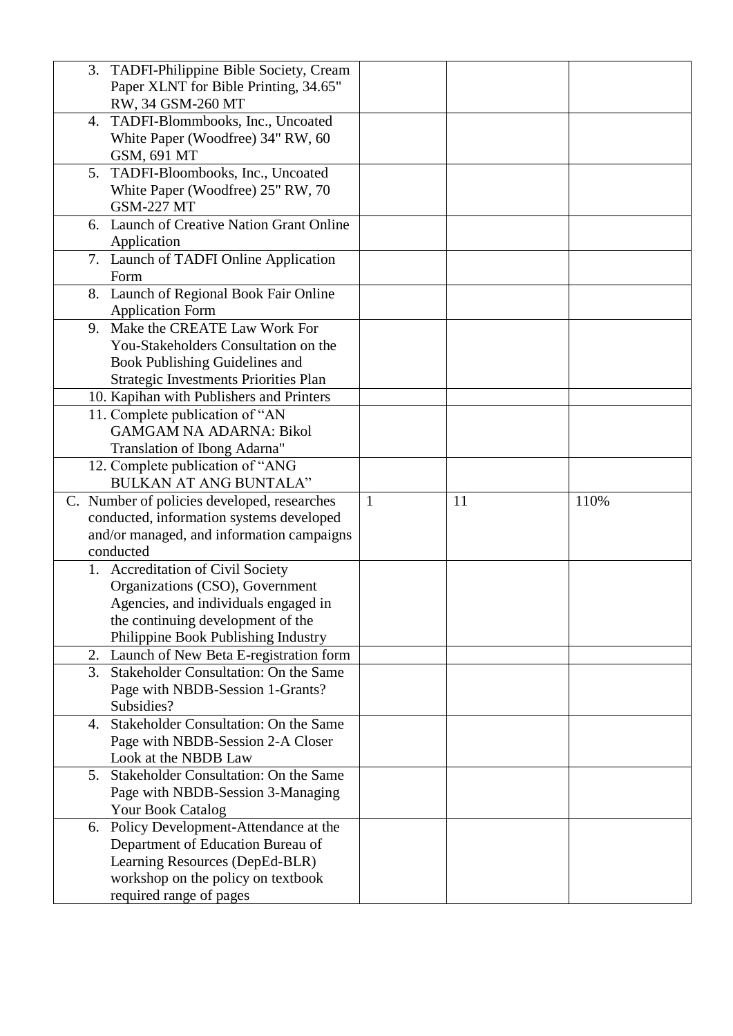| | | | |
|---|---|---|---|
| 3. TADFI-Philippine Bible Society, Cream Paper XLNT for Bible Printing, 34.65" RW, 34 GSM-260 MT | | | |
| 4. TADFI-Blommbooks, Inc., Uncoated White Paper (Woodfree) 34" RW, 60 GSM, 691 MT | | | |
| 5. TADFI-Bloombooks, Inc., Uncoated White Paper (Woodfree) 25" RW, 70 GSM-227 MT | | | |
| 6. Launch of Creative Nation Grant Online Application | | | |
| 7. Launch of TADFI Online Application Form | | | |
| 8. Launch of Regional Book Fair Online Application Form | | | |
| 9. Make the CREATE Law Work For You-Stakeholders Consultation on the Book Publishing Guidelines and Strategic Investments Priorities Plan | | | |
| 10. Kapihan with Publishers and Printers | | | |
| 11. Complete publication of "AN GAMGAM NA ADARNA: Bikol Translation of Ibong Adarna" | | | |
| 12. Complete publication of "ANG BULKAN AT ANG BUNTALA" | | | |
| C. Number of policies developed, researches conducted, information systems developed and/or managed, and information campaigns conducted | 1 | 11 | 110% |
| 1. Accreditation of Civil Society Organizations (CSO), Government Agencies, and individuals engaged in the continuing development of the Philippine Book Publishing Industry | | | |
| 2. Launch of New Beta E-registration form | | | |
| 3. Stakeholder Consultation: On the Same Page with NBDB-Session 1-Grants? Subsidies? | | | |
| 4. Stakeholder Consultation: On the Same Page with NBDB-Session 2-A Closer Look at the NBDB Law | | | |
| 5. Stakeholder Consultation: On the Same Page with NBDB-Session 3-Managing Your Book Catalog | | | |
| 6. Policy Development-Attendance at the Department of Education Bureau of Learning Resources (DepEd-BLR) workshop on the policy on textbook required range of pages | | | |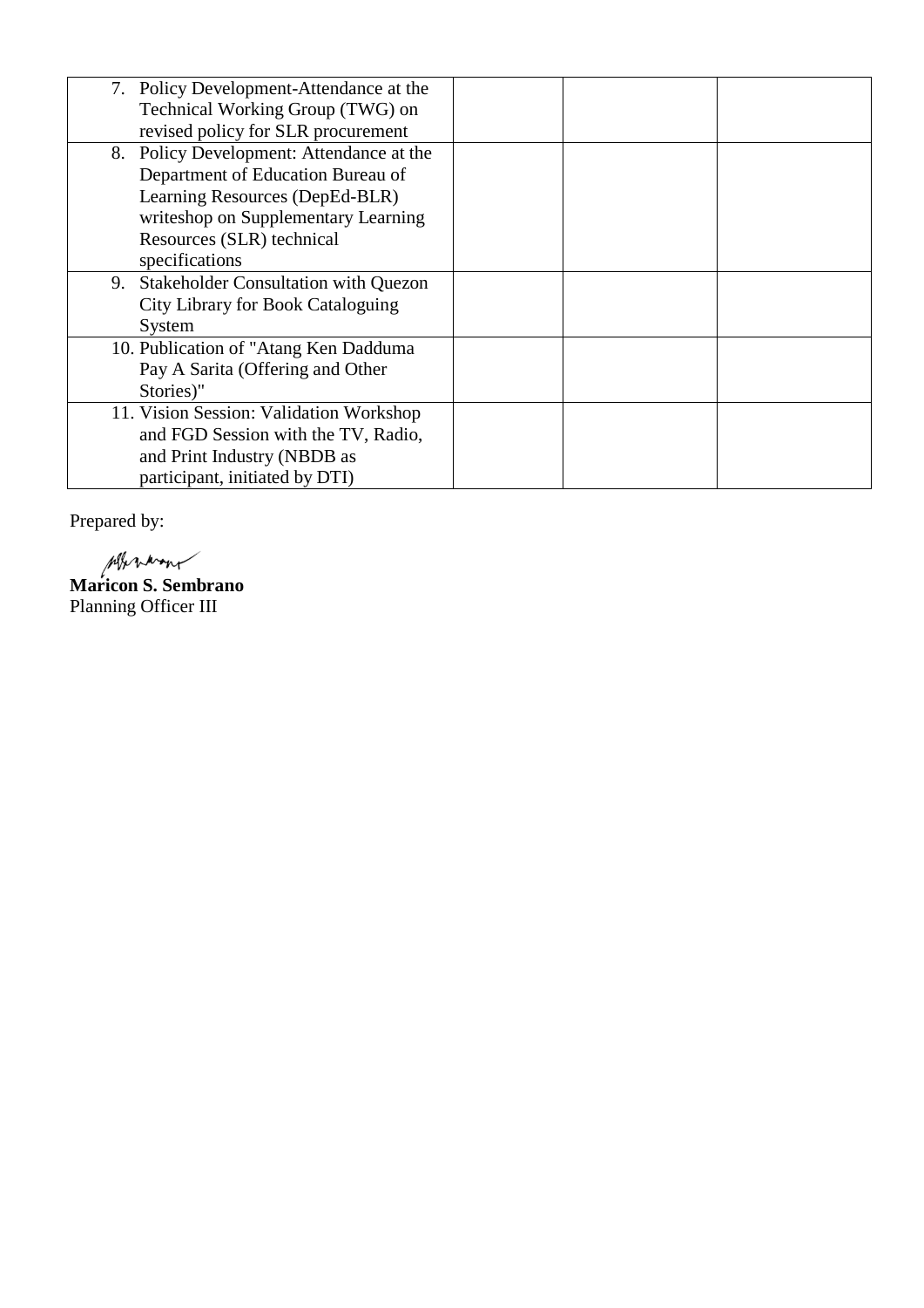| | | | |
|---|---|---|---|
| 7. Policy Development-Attendance at the Technical Working Group (TWG) on revised policy for SLR procurement | | | |
| 8. Policy Development: Attendance at the Department of Education Bureau of Learning Resources (DepEd-BLR) writeshop on Supplementary Learning Resources (SLR) technical specifications | | | |
| 9. Stakeholder Consultation with Quezon City Library for Book Cataloguing System | | | |
| 10. Publication of "Atang Ken Dadduma Pay A Sarita (Offering and Other Stories)" | | | |
| 11. Vision Session: Validation Workshop and FGD Session with the TV, Radio, and Print Industry (NBDB as participant, initiated by DTI) | | | |

Prepared by:

**Maricon S. Sembrano**
Planning Officer III